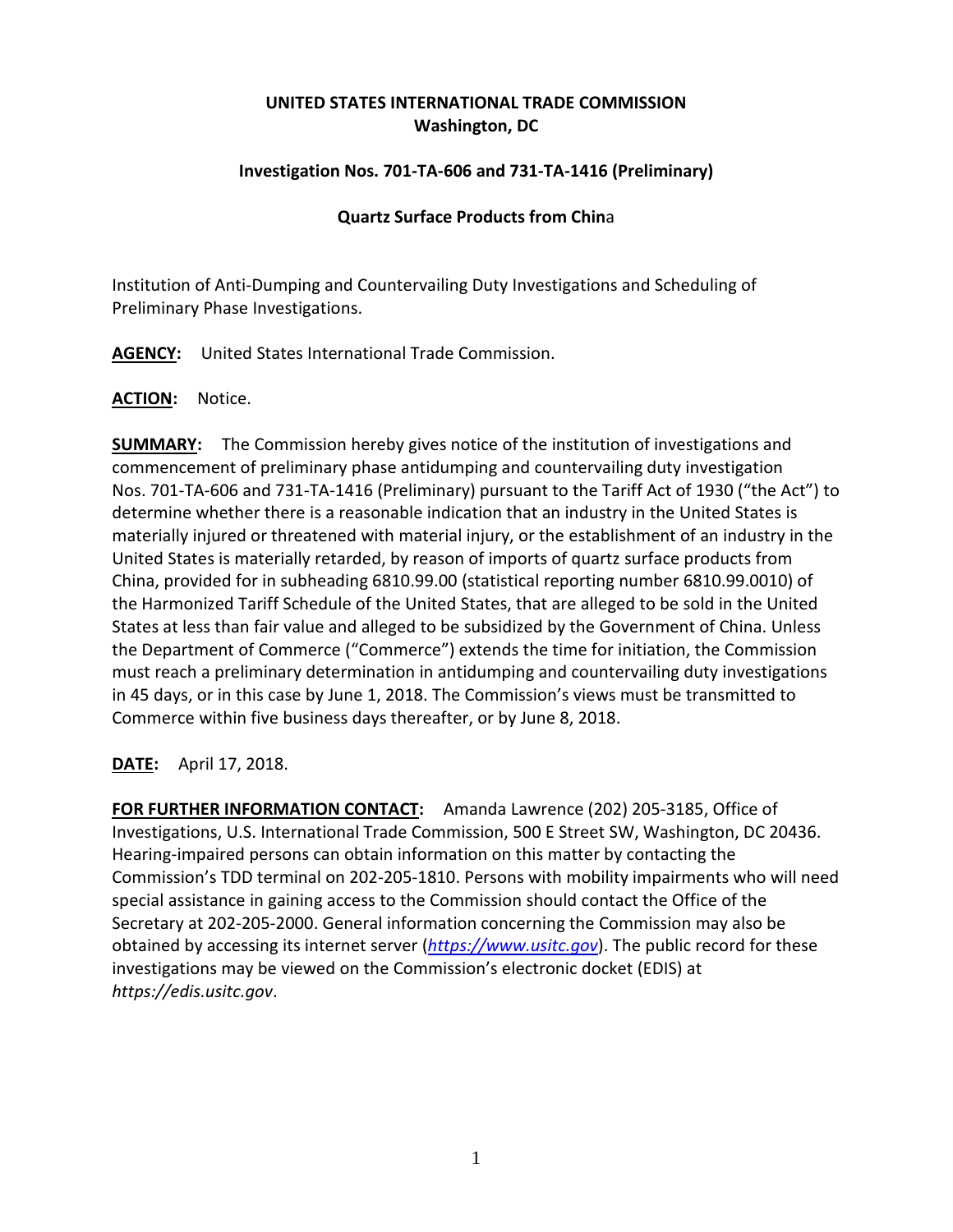**UNITED STATES INTERNATIONAL TRADE COMMISSION**
**Washington, DC**

**Investigation Nos. 701-TA-606 and 731-TA-1416 (Preliminary)**

**Quartz Surface Products from China**

Institution of Anti-Dumping and Countervailing Duty Investigations and Scheduling of Preliminary Phase Investigations.

**AGENCY:** United States International Trade Commission.

**ACTION:** Notice.

**SUMMARY:** The Commission hereby gives notice of the institution of investigations and commencement of preliminary phase antidumping and countervailing duty investigation Nos. 701-TA-606 and 731-TA-1416 (Preliminary) pursuant to the Tariff Act of 1930 ("the Act") to determine whether there is a reasonable indication that an industry in the United States is materially injured or threatened with material injury, or the establishment of an industry in the United States is materially retarded, by reason of imports of quartz surface products from China, provided for in subheading 6810.99.00 (statistical reporting number 6810.99.0010) of the Harmonized Tariff Schedule of the United States, that are alleged to be sold in the United States at less than fair value and alleged to be subsidized by the Government of China. Unless the Department of Commerce ("Commerce") extends the time for initiation, the Commission must reach a preliminary determination in antidumping and countervailing duty investigations in 45 days, or in this case by June 1, 2018. The Commission's views must be transmitted to Commerce within five business days thereafter, or by June 8, 2018.

**DATE:** April 17, 2018.

**FOR FURTHER INFORMATION CONTACT:** Amanda Lawrence (202) 205-3185, Office of Investigations, U.S. International Trade Commission, 500 E Street SW, Washington, DC 20436. Hearing-impaired persons can obtain information on this matter by contacting the Commission's TDD terminal on 202-205-1810. Persons with mobility impairments who will need special assistance in gaining access to the Commission should contact the Office of the Secretary at 202-205-2000. General information concerning the Commission may also be obtained by accessing its internet server (*https://www.usitc.gov*). The public record for these investigations may be viewed on the Commission's electronic docket (EDIS) at *https://edis.usitc.gov*.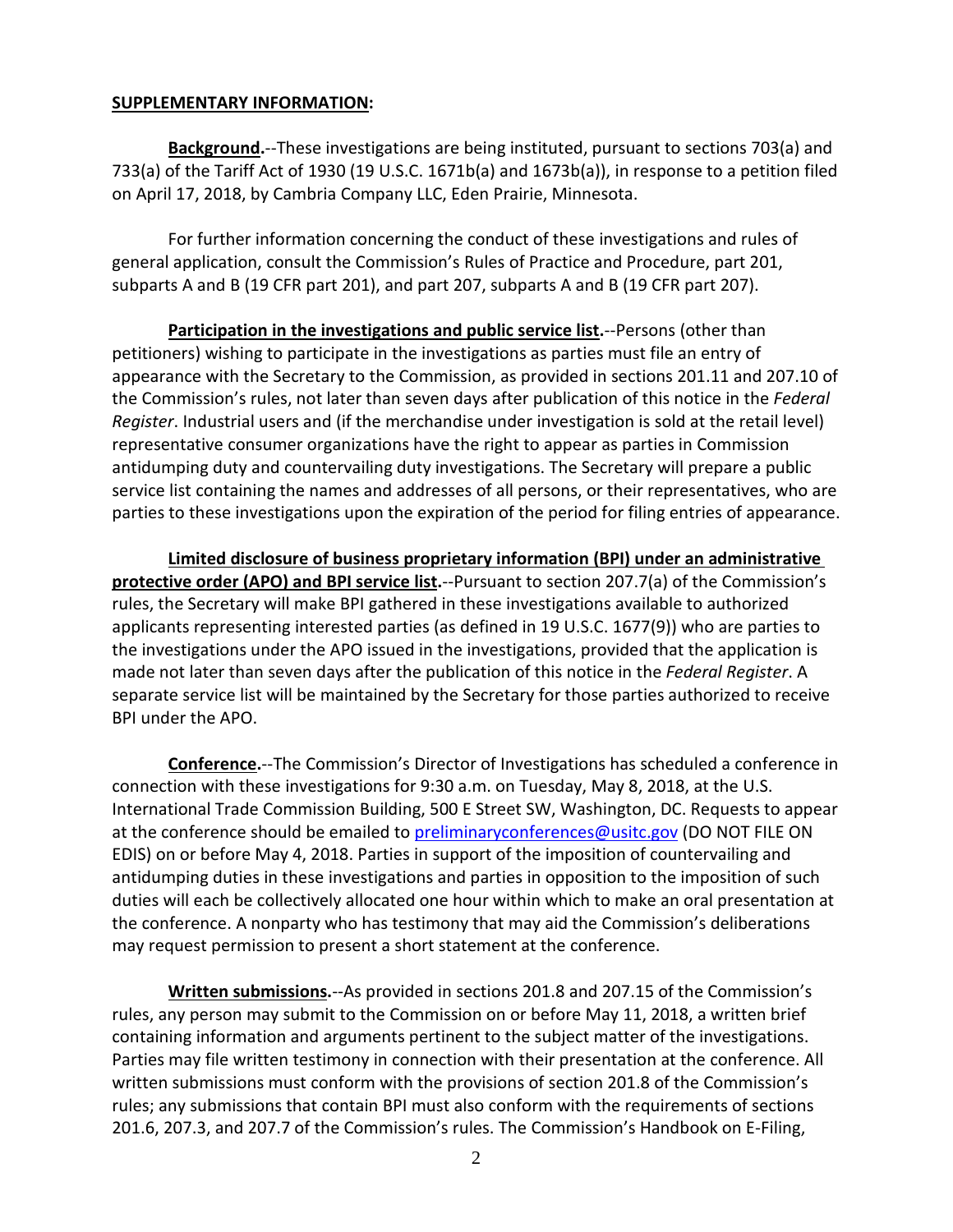**SUPPLEMENTARY INFORMATION:**

**Background.**--These investigations are being instituted, pursuant to sections 703(a) and 733(a) of the Tariff Act of 1930 (19 U.S.C. 1671b(a) and 1673b(a)), in response to a petition filed on April 17, 2018, by Cambria Company LLC, Eden Prairie, Minnesota.

For further information concerning the conduct of these investigations and rules of general application, consult the Commission's Rules of Practice and Procedure, part 201, subparts A and B (19 CFR part 201), and part 207, subparts A and B (19 CFR part 207).

**Participation in the investigations and public service list.**--Persons (other than petitioners) wishing to participate in the investigations as parties must file an entry of appearance with the Secretary to the Commission, as provided in sections 201.11 and 207.10 of the Commission's rules, not later than seven days after publication of this notice in the *Federal Register*. Industrial users and (if the merchandise under investigation is sold at the retail level) representative consumer organizations have the right to appear as parties in Commission antidumping duty and countervailing duty investigations. The Secretary will prepare a public service list containing the names and addresses of all persons, or their representatives, who are parties to these investigations upon the expiration of the period for filing entries of appearance.

**Limited disclosure of business proprietary information (BPI) under an administrative protective order (APO) and BPI service list.**--Pursuant to section 207.7(a) of the Commission's rules, the Secretary will make BPI gathered in these investigations available to authorized applicants representing interested parties (as defined in 19 U.S.C. 1677(9)) who are parties to the investigations under the APO issued in the investigations, provided that the application is made not later than seven days after the publication of this notice in the *Federal Register*. A separate service list will be maintained by the Secretary for those parties authorized to receive BPI under the APO.

**Conference.**--The Commission's Director of Investigations has scheduled a conference in connection with these investigations for 9:30 a.m. on Tuesday, May 8, 2018, at the U.S. International Trade Commission Building, 500 E Street SW, Washington, DC. Requests to appear at the conference should be emailed to preliminaryconferences@usitc.gov (DO NOT FILE ON EDIS) on or before May 4, 2018. Parties in support of the imposition of countervailing and antidumping duties in these investigations and parties in opposition to the imposition of such duties will each be collectively allocated one hour within which to make an oral presentation at the conference. A nonparty who has testimony that may aid the Commission's deliberations may request permission to present a short statement at the conference.

**Written submissions.**--As provided in sections 201.8 and 207.15 of the Commission's rules, any person may submit to the Commission on or before May 11, 2018, a written brief containing information and arguments pertinent to the subject matter of the investigations. Parties may file written testimony in connection with their presentation at the conference. All written submissions must conform with the provisions of section 201.8 of the Commission's rules; any submissions that contain BPI must also conform with the requirements of sections 201.6, 207.3, and 207.7 of the Commission's rules. The Commission's Handbook on E-Filing,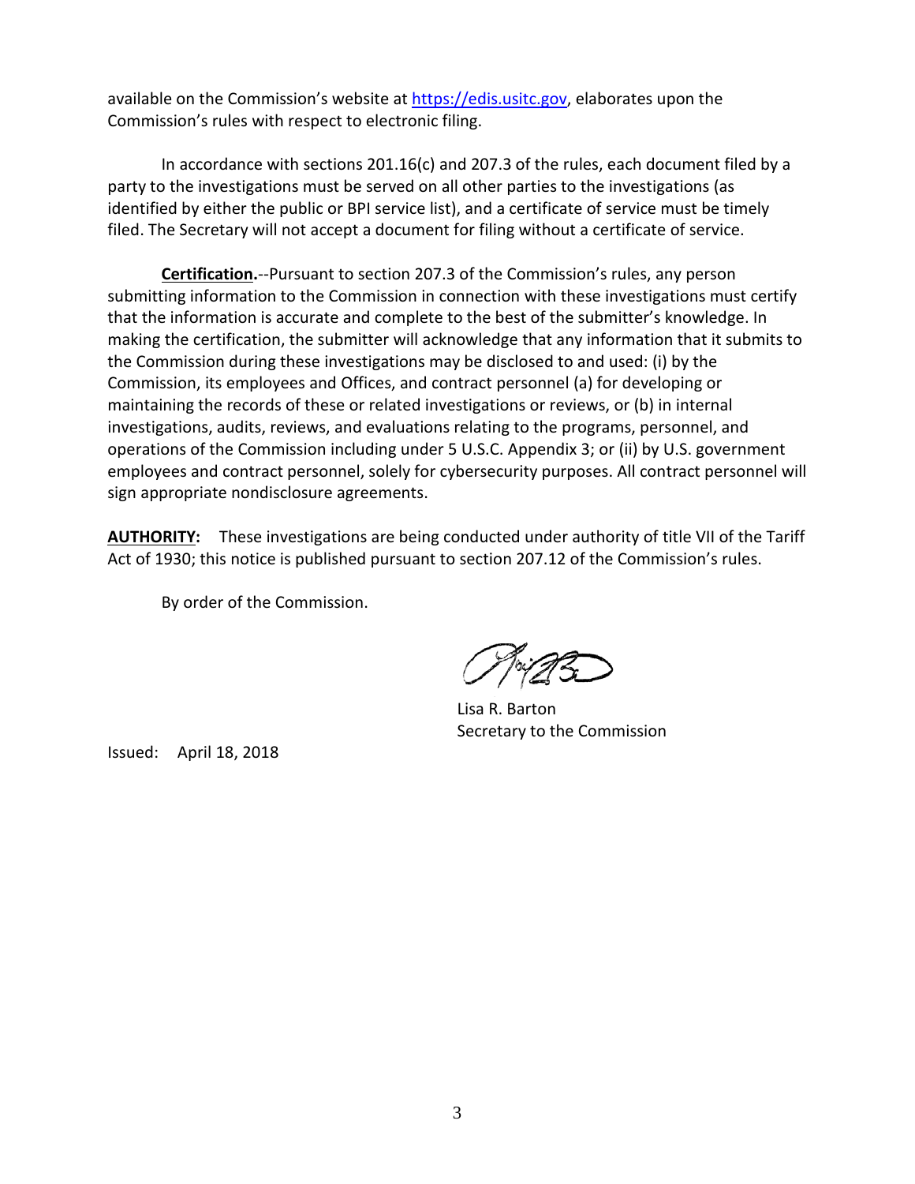available on the Commission's website at https://edis.usitc.gov, elaborates upon the Commission's rules with respect to electronic filing.

In accordance with sections 201.16(c) and 207.3 of the rules, each document filed by a party to the investigations must be served on all other parties to the investigations (as identified by either the public or BPI service list), and a certificate of service must be timely filed. The Secretary will not accept a document for filing without a certificate of service.

**Certification.**--Pursuant to section 207.3 of the Commission's rules, any person submitting information to the Commission in connection with these investigations must certify that the information is accurate and complete to the best of the submitter's knowledge. In making the certification, the submitter will acknowledge that any information that it submits to the Commission during these investigations may be disclosed to and used: (i) by the Commission, its employees and Offices, and contract personnel (a) for developing or maintaining the records of these or related investigations or reviews, or (b) in internal investigations, audits, reviews, and evaluations relating to the programs, personnel, and operations of the Commission including under 5 U.S.C. Appendix 3; or (ii) by U.S. government employees and contract personnel, solely for cybersecurity purposes. All contract personnel will sign appropriate nondisclosure agreements.

**AUTHORITY:** These investigations are being conducted under authority of title VII of the Tariff Act of 1930; this notice is published pursuant to section 207.12 of the Commission's rules.

By order of the Commission.

Lisa R. Barton
Secretary to the Commission

Issued: April 18, 2018